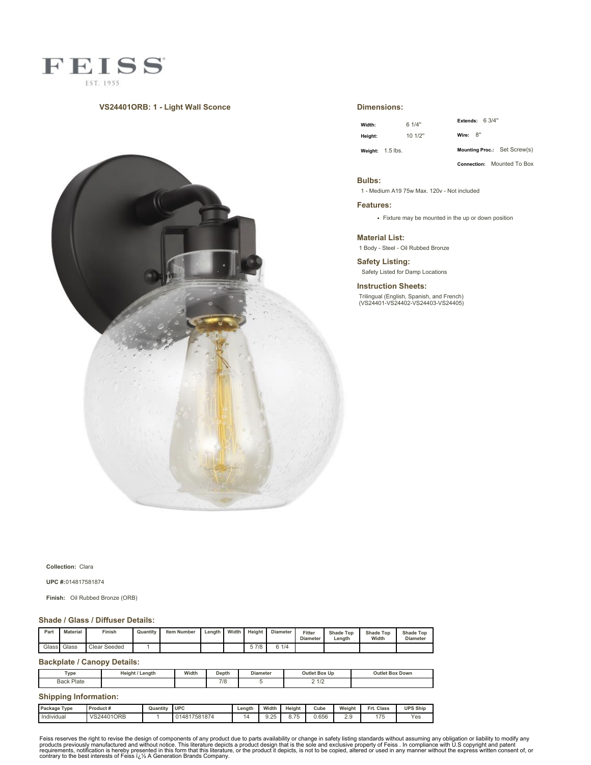FEISS
EST. 1955

## VS24401ORB: 1 - Light Wall Sconce

### Dimensions:

| | | | |
|---|---|---|---|
| **Width:** | 6 1/4" | **Extends:** | 6 3/4" |
| **Height:** | 10 1/2" | **Wire:** | 8" |
| **Weight:** | 1.5 lbs. | **Mounting Proc.:** | Set Screw(s) |
| | | **Connection:** | Mounted To Box |

### Bulbs:

1 - Medium A19 75w Max. 120v - Not included

### Features:

- Fixture may be mounted in the up or down position

### Material List:

1 Body - Steel - Oil Rubbed Bronze

### Safety Listing:

Safety Listed for Damp Locations

### Instruction Sheets:

Trilingual (English, Spanish, and French)
(VS24401-VS24402-VS24403-VS24405)

**Collection:** Clara

**UPC #:** 014817581874

**Finish:** Oil Rubbed Bronze (ORB)

### Shade / Glass / Diffuser Details:

| Part | Material | Finish | Quantity | Item Number | Length | Width | Height | Diameter | Fitter Diameter | Shade Top Length | Shade Top Width | Shade Top Diameter |
|---|---|---|---|---|---|---|---|---|---|---|---|---|
| Glass | Glass | Clear Seeded | 1 | | | | 5 7/8 | 6 1/4 | | | | |

### Backplate / Canopy Details:

| Type | Height / Length | Width | Depth | Diameter | Outlet Box Up | Outlet Box Down |
|---|---|---|---|---|---|---|
| Back Plate | | | 7/8 | 5 | 2 1/2 | |

### Shipping Information:

| Package Type | Product # | Quantity | UPC | Length | Width | Height | Cube | Weight | Frt. Class | UPS Ship |
|---|---|---|---|---|---|---|---|---|---|---|
| Individual | VS24401ORB | 1 | 014817581874 | 14 | 9.25 | 8.75 | 0.656 | 2.9 | 175 | Yes |

Feiss reserves the right to revise the design of components of any product due to parts availability or change in safety listing standards without assuming any obligation or liability to modify any products previously manufactured and without notice. This literature depicts a product design that is the sole and exclusive property of Feiss . In compliance with U.S copyright and patent requirements, notification is hereby presented in this form that this literature, or the product it depicts, is not to be copied, altered or used in any manner without the express written consent of, or contrary to the best interests of Feiss ï¿½ A Generation Brands Company.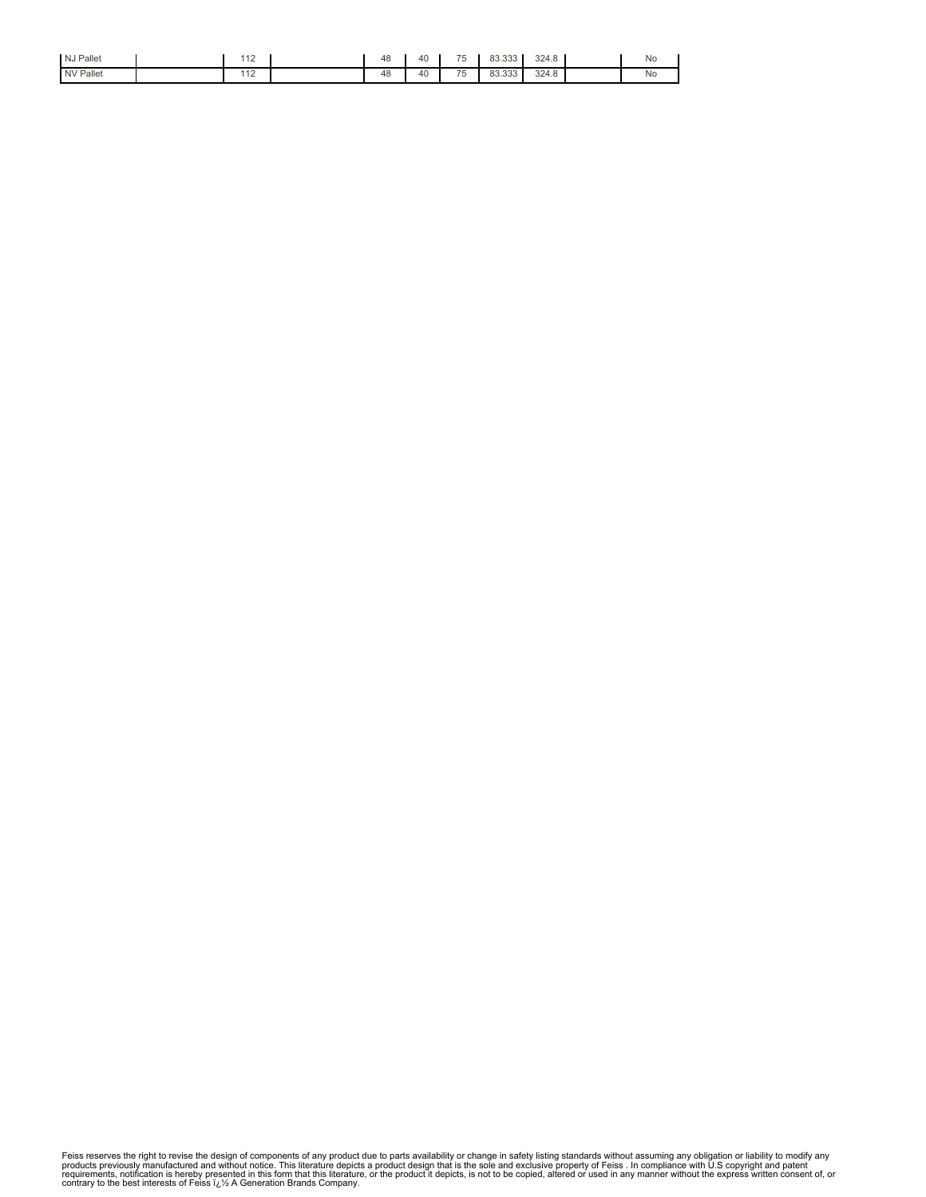| | | | | | | | | | | |
|---|---|---|---|---|---|---|---|---|---|---|
| NJ Pallet | | 112 | | 48 | 40 | 75 | 83.333 | 324.8 | | No |
| NV Pallet | | 112 | | 48 | 40 | 75 | 83.333 | 324.8 | | No |

Feiss reserves the right to revise the design of components of any product due to parts availability or change in safety listing standards without assuming any obligation or liability to modify any products previously manufactured and without notice. This literature depicts a product design that is the sole and exclusive property of Feiss . In compliance with U.S copyright and patent requirements, notification is hereby presented in this form that this literature, or the product it depicts, is not to be copied, altered or used in any manner without the express written consent of, or contrary to the best interests of Feiss ï¿½ A Generation Brands Company.